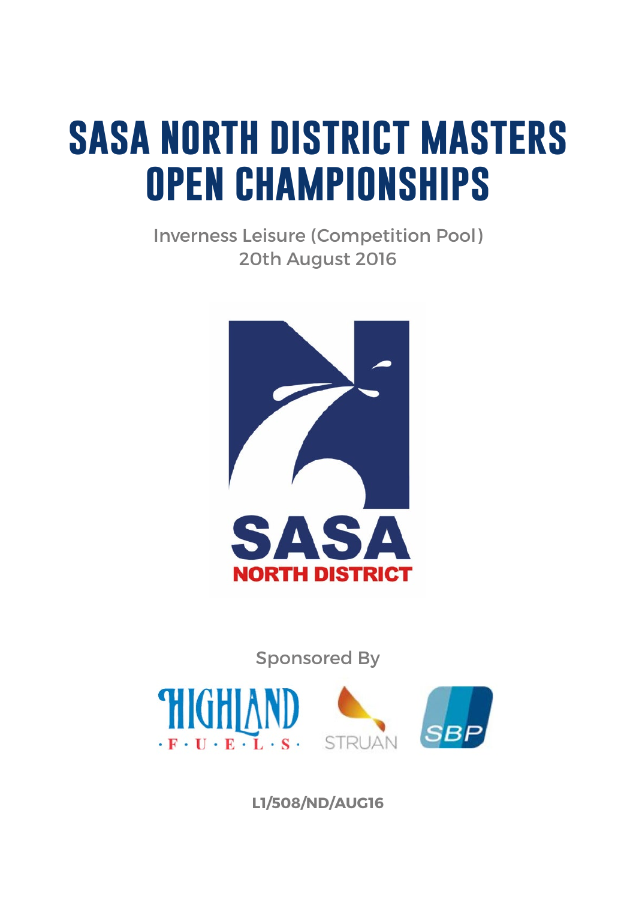# SASA NORTH DISTRICT MASTERS OPEN CHAMPIONSHIPS

Inverness Leisure (Competition Pool)
20th August 2016

SASA
NORTH DISTRICT

Sponsored By

HIGHLAND FUELS   STRUAN   SBP

L1/508/ND/AUG16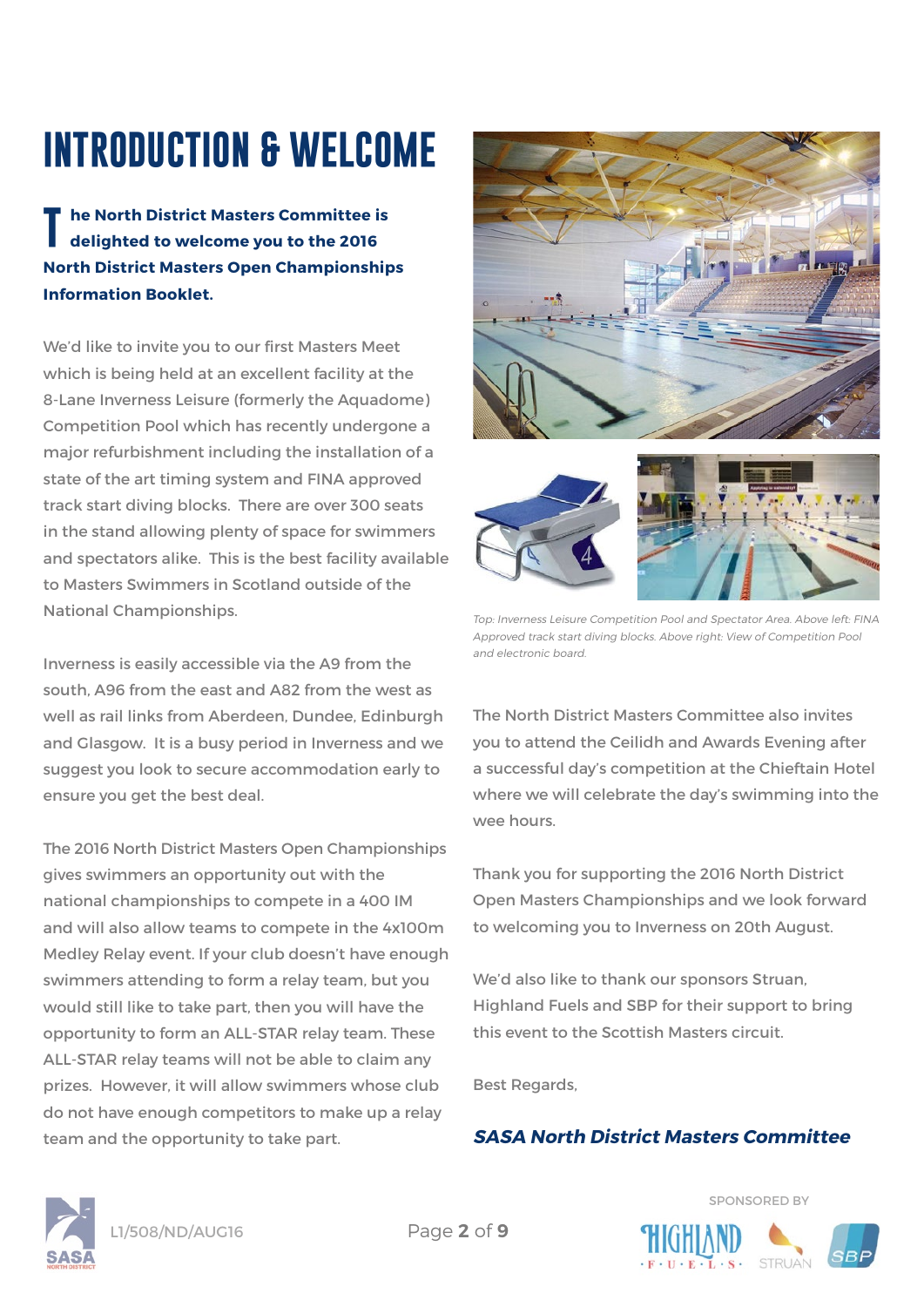# INTRODUCTION & WELCOME

**The North District Masters Committee is delighted to welcome you to the 2016 North District Masters Open Championships Information Booklet.**

We'd like to invite you to our first Masters Meet which is being held at an excellent facility at the 8-Lane Inverness Leisure (formerly the Aquadome) Competition Pool which has recently undergone a major refurbishment including the installation of a state of the art timing system and FINA approved track start diving blocks. There are over 300 seats in the stand allowing plenty of space for swimmers and spectators alike. This is the best facility available to Masters Swimmers in Scotland outside of the National Championships.

Inverness is easily accessible via the A9 from the south, A96 from the east and A82 from the west as well as rail links from Aberdeen, Dundee, Edinburgh and Glasgow. It is a busy period in Inverness and we suggest you look to secure accommodation early to ensure you get the best deal.

The 2016 North District Masters Open Championships gives swimmers an opportunity out with the national championships to compete in a 400 IM and will also allow teams to compete in the 4x100m Medley Relay event. If your club doesn't have enough swimmers attending to form a relay team, but you would still like to take part, then you will have the opportunity to form an ALL-STAR relay team. These ALL-STAR relay teams will not be able to claim any prizes. However, it will allow swimmers whose club do not have enough competitors to make up a relay team and the opportunity to take part.

*Top: Inverness Leisure Competition Pool and Spectator Area. Above left: FINA Approved track start diving blocks. Above right: View of Competition Pool and electronic board.*

The North District Masters Committee also invites you to attend the Ceilidh and Awards Evening after a successful day's competition at the Chieftain Hotel where we will celebrate the day's swimming into the wee hours.

Thank you for supporting the 2016 North District Open Masters Championships and we look forward to welcoming you to Inverness on 20th August.

We'd also like to thank our sponsors Struan, Highland Fuels and SBP for their support to bring this event to the Scottish Masters circuit.

Best Regards,

***SASA North District Masters Committee***

L1/508/ND/AUG16

SPONSORED BY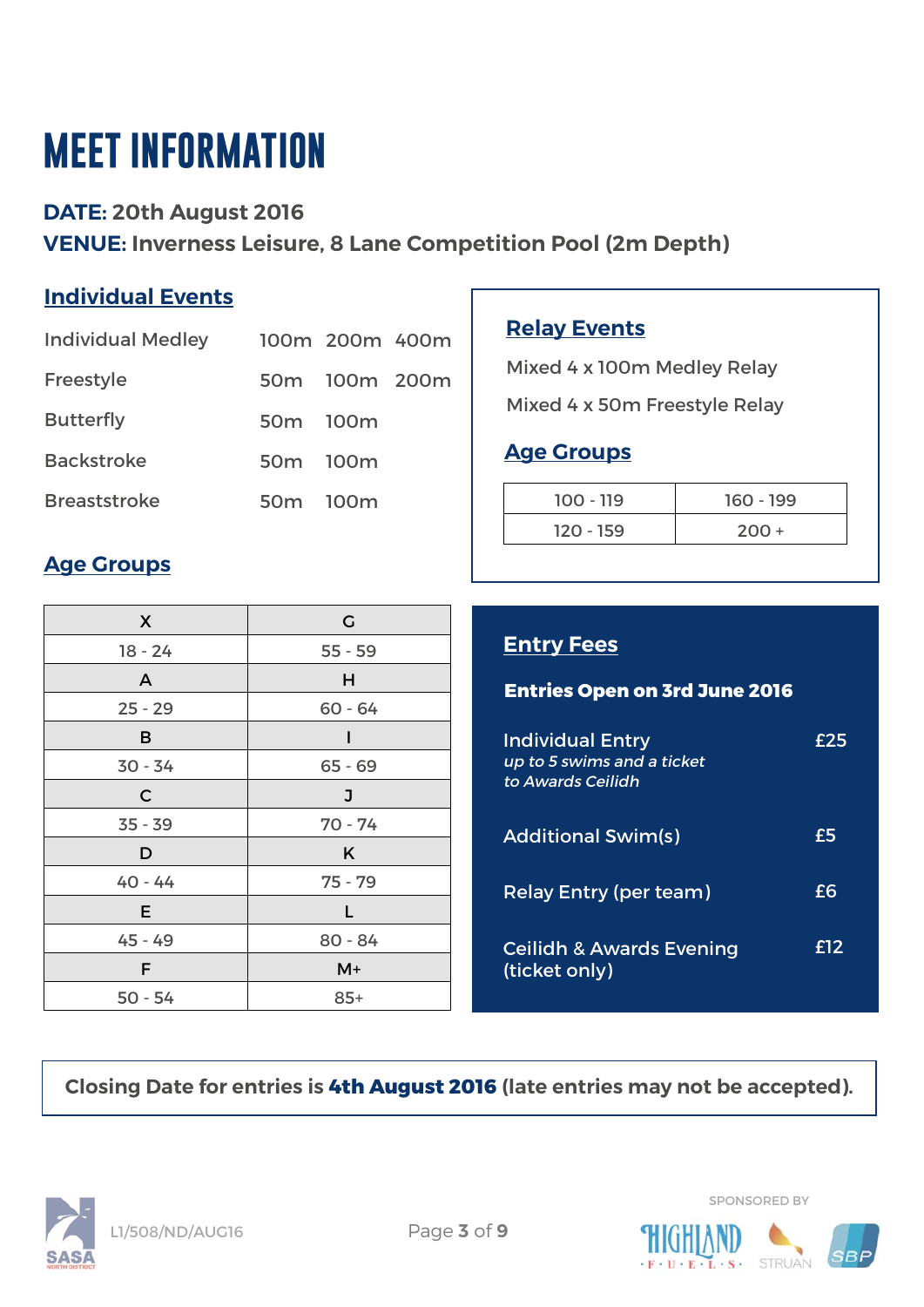# MEET INFORMATION

**DATE:** 20th August 2016
**VENUE:** Inverness Leisure, 8 Lane Competition Pool (2m Depth)

## Individual Events

| | | | |
|---|---|---|---|
| Individual Medley | 100m | 200m | 400m |
| Freestyle | 50m | 100m | 200m |
| Butterfly | 50m | 100m | |
| Backstroke | 50m | 100m | |
| Breaststroke | 50m | 100m | |

## Age Groups

| | |
|---|---|
| X | G |
| 18 - 24 | 55 - 59 |
| A | H |
| 25 - 29 | 60 - 64 |
| B | I |
| 30 - 34 | 65 - 69 |
| C | J |
| 35 - 39 | 70 - 74 |
| D | K |
| 40 - 44 | 75 - 79 |
| E | L |
| 45 - 49 | 80 - 84 |
| F | M+ |
| 50 - 54 | 85+ |

## Relay Events

Mixed 4 x 100m Medley Relay

Mixed 4 x 50m Freestyle Relay

## Age Groups

| | |
|---|---|
| 100 - 119 | 160 - 199 |
| 120 - 159 | 200 + |

## Entry Fees

**Entries Open on 3rd June 2016**

| | |
|---|---|
| Individual Entry *up to 5 swims and a ticket to Awards Ceilidh* | £25 |
| Additional Swim(s) | £5 |
| Relay Entry (per team) | £6 |
| Ceilidh & Awards Evening (ticket only) | £12 |

Closing Date for entries is **4th August 2016** (late entries may not be accepted).

L1/508/ND/AUG16

SPONSORED BY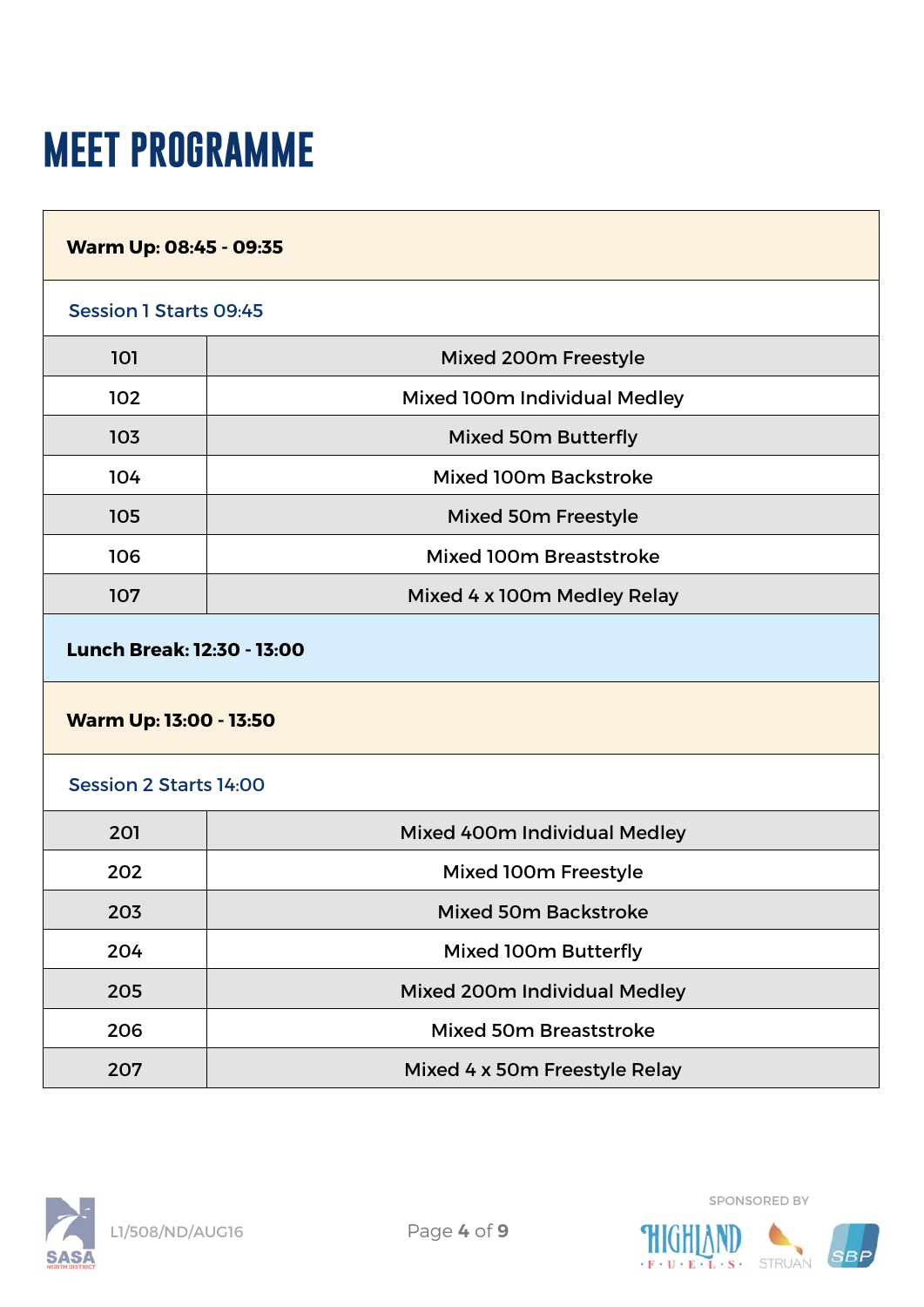# MEET PROGRAMME

| | |
|---|---|
| **Warm Up: 08:45 - 09:35** | |
| Session 1 Starts 09:45 | |
| 101 | Mixed 200m Freestyle |
| 102 | Mixed 100m Individual Medley |
| 103 | Mixed 50m Butterfly |
| 104 | Mixed 100m Backstroke |
| 105 | Mixed 50m Freestyle |
| 106 | Mixed 100m Breaststroke |
| 107 | Mixed 4 x 100m Medley Relay |
| **Lunch Break: 12:30 - 13:00** | |
| **Warm Up: 13:00 - 13:50** | |
| Session 2 Starts 14:00 | |
| 201 | Mixed 400m Individual Medley |
| 202 | Mixed 100m Freestyle |
| 203 | Mixed 50m Backstroke |
| 204 | Mixed 100m Butterfly |
| 205 | Mixed 200m Individual Medley |
| 206 | Mixed 50m Breaststroke |
| 207 | Mixed 4 x 50m Freestyle Relay |

L1/508/ND/AUG16

SPONSORED BY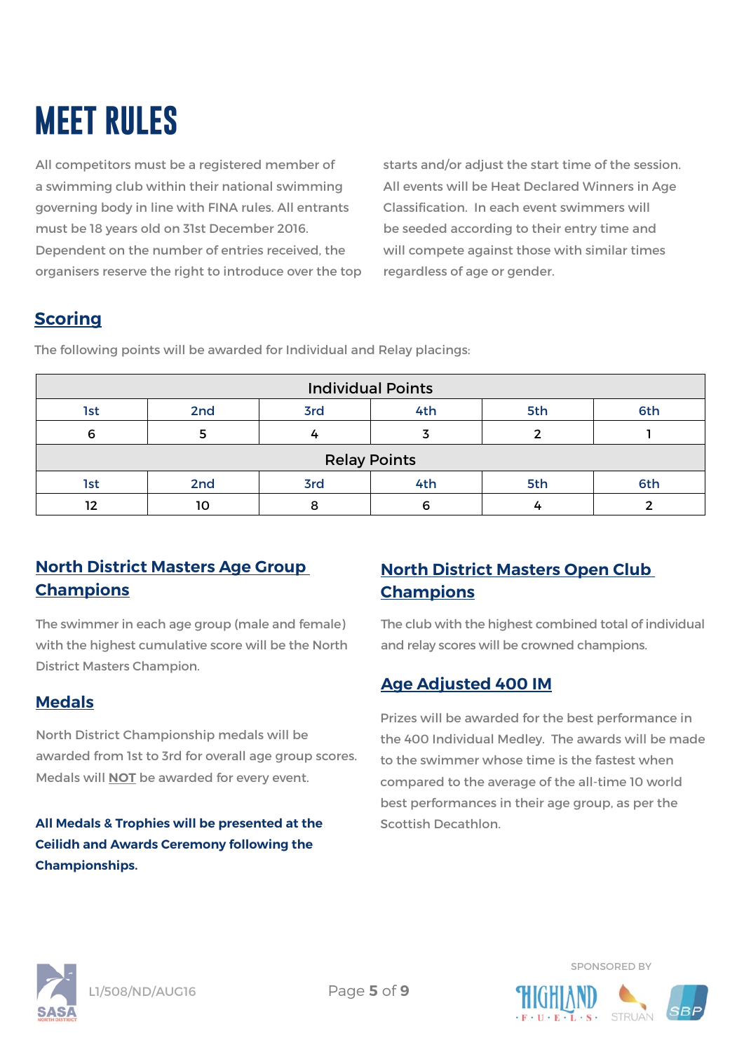# MEET RULES

All competitors must be a registered member of a swimming club within their national swimming governing body in line with FINA rules. All entrants must be 18 years old on 31st December 2016. Dependent on the number of entries received, the organisers reserve the right to introduce over the top starts and/or adjust the start time of the session. All events will be Heat Declared Winners in Age Classification. In each event swimmers will be seeded according to their entry time and will compete against those with similar times regardless of age or gender.

## Scoring

The following points will be awarded for Individual and Relay placings:

| Individual Points | | | | | |
|---|---|---|---|---|---|
| 1st | 2nd | 3rd | 4th | 5th | 6th |
| 6 | 5 | 4 | 3 | 2 | 1 |
| **Relay Points** | | | | | |
| 1st | 2nd | 3rd | 4th | 5th | 6th |
| 12 | 10 | 8 | 6 | 4 | 2 |

## North District Masters Age Group Champions

The swimmer in each age group (male and female) with the highest cumulative score will be the North District Masters Champion.

## Medals

North District Championship medals will be awarded from 1st to 3rd for overall age group scores. Medals will **NOT** be awarded for every event.

**All Medals & Trophies will be presented at the Ceilidh and Awards Ceremony following the Championships.**

## North District Masters Open Club Champions

The club with the highest combined total of individual and relay scores will be crowned champions.

## Age Adjusted 400 IM

Prizes will be awarded for the best performance in the 400 Individual Medley. The awards will be made to the swimmer whose time is the fastest when compared to the average of the all-time 10 world best performances in their age group, as per the Scottish Decathlon.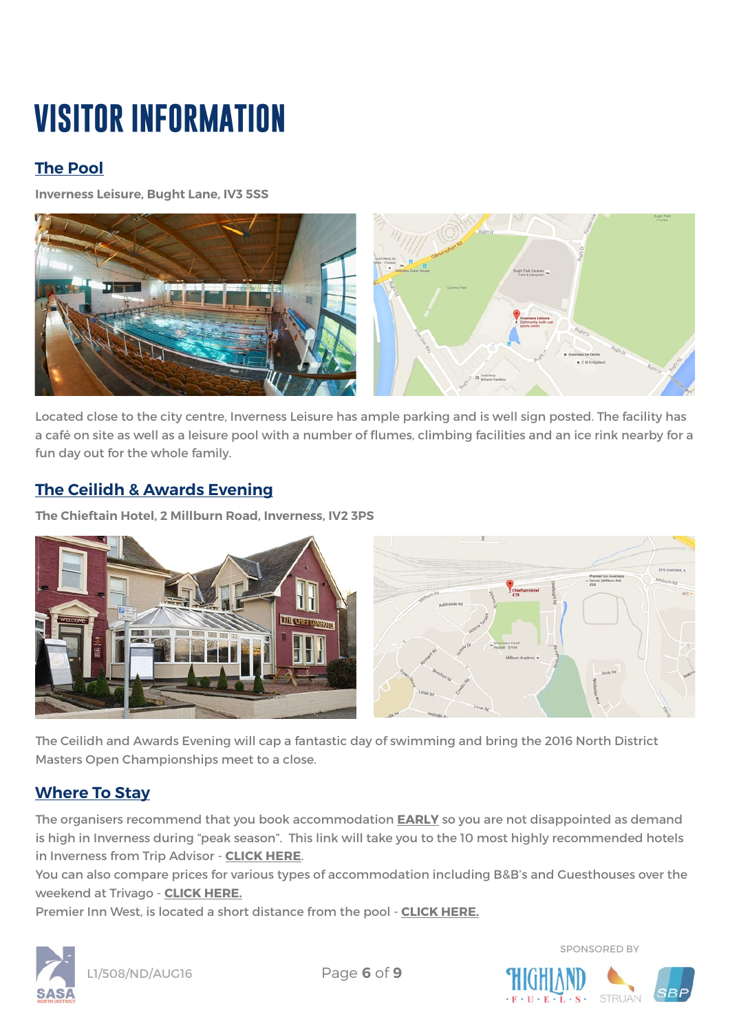# VISITOR INFORMATION

## The Pool

**Inverness Leisure, Bught Lane, IV3 5SS**

Located close to the city centre, Inverness Leisure has ample parking and is well sign posted. The facility has a café on site as well as a leisure pool with a number of flumes, climbing facilities and an ice rink nearby for a fun day out for the whole family.

## The Ceilidh & Awards Evening

**The Chieftain Hotel, 2 Millburn Road, Inverness, IV2 3PS**

The Ceilidh and Awards Evening will cap a fantastic day of swimming and bring the 2016 North District Masters Open Championships meet to a close.

## Where To Stay

The organisers recommend that you book accommodation **EARLY** so you are not disappointed as demand is high in Inverness during "peak season". This link will take you to the 10 most highly recommended hotels in Inverness from Trip Advisor - **CLICK HERE**.

You can also compare prices for various types of accommodation including B&B's and Guesthouses over the weekend at Trivago - **CLICK HERE.**

Premier Inn West, is located a short distance from the pool - **CLICK HERE.**

L1/508/ND/AUG16

SPONSORED BY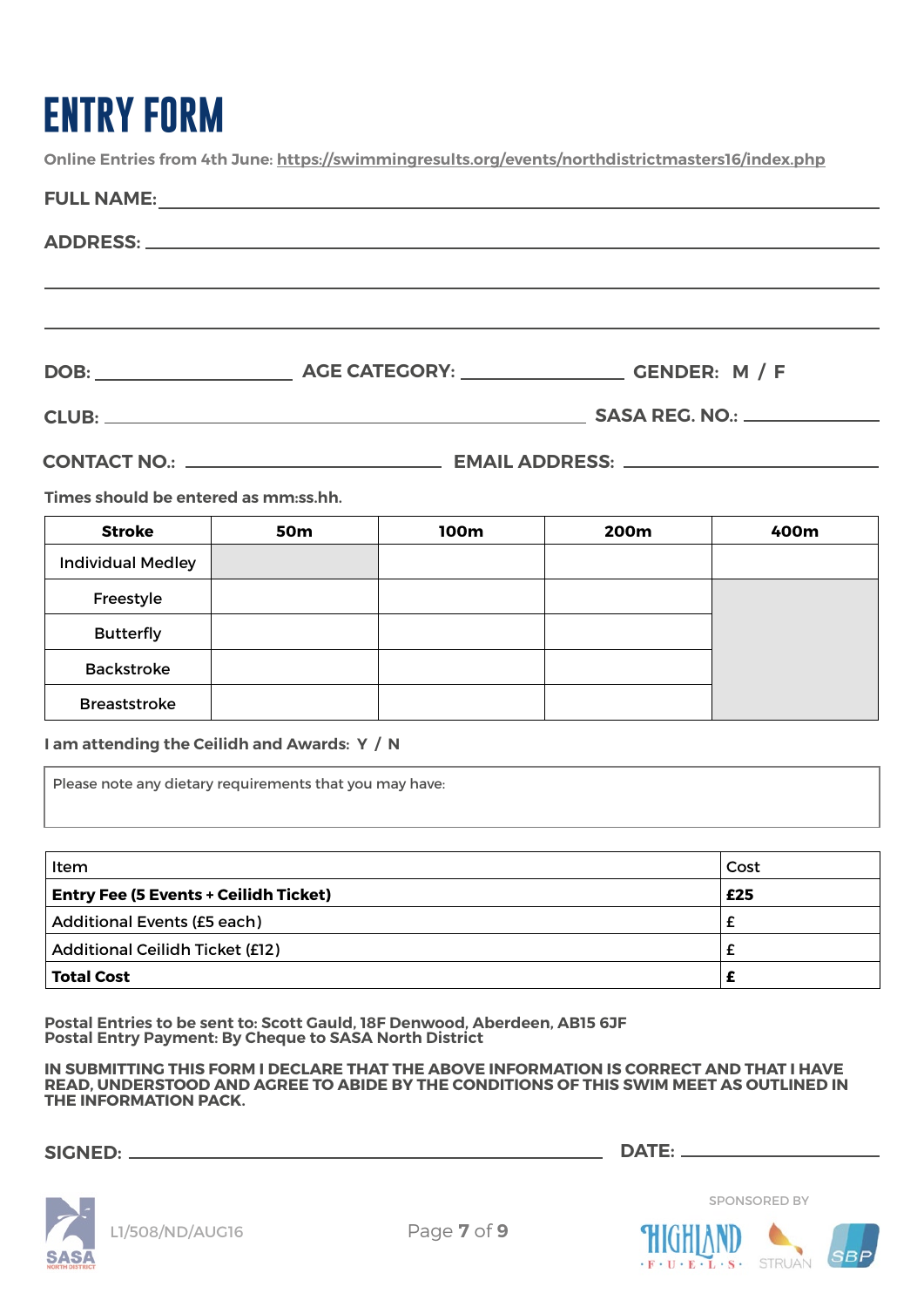# ENTRY FORM

Online Entries from 4th June: https://swimmingresults.org/events/northdistrictmasters16/index.php

**FULL NAME:** ______________________________

**ADDRESS:** ______________________________

______________________________

______________________________

**DOB:** ______________ **AGE CATEGORY:** ______________ **GENDER:** M / F

**CLUB:** ______________________________ **SASA REG. NO.:** ______________

**CONTACT NO.:** ______________ **EMAIL ADDRESS:** ______________

Times should be entered as mm:ss.hh.

| Stroke | 50m | 100m | 200m | 400m |
|---|---|---|---|---|
| Individual Medley | | | | |
| Freestyle | | | | |
| Butterfly | | | | |
| Backstroke | | | | |
| Breaststroke | | | | |

I am attending the Ceilidh and Awards: Y / N

Please note any dietary requirements that you may have:

| Item | Cost |
|---|---|
| **Entry Fee (5 Events + Ceilidh Ticket)** | **£25** |
| Additional Events (£5 each) | £ |
| Additional Ceilidh Ticket (£12) | £ |
| **Total Cost** | **£** |

**Postal Entries to be sent to: Scott Gauld, 18F Denwood, Aberdeen, AB15 6JF**
**Postal Entry Payment: By Cheque to SASA North District**

**IN SUBMITTING THIS FORM I DECLARE THAT THE ABOVE INFORMATION IS CORRECT AND THAT I HAVE READ, UNDERSTOOD AND AGREE TO ABIDE BY THE CONDITIONS OF THIS SWIM MEET AS OUTLINED IN THE INFORMATION PACK.**

**SIGNED:** ______________________________ **DATE:** ______________

L1/508/ND/AUG16

SPONSORED BY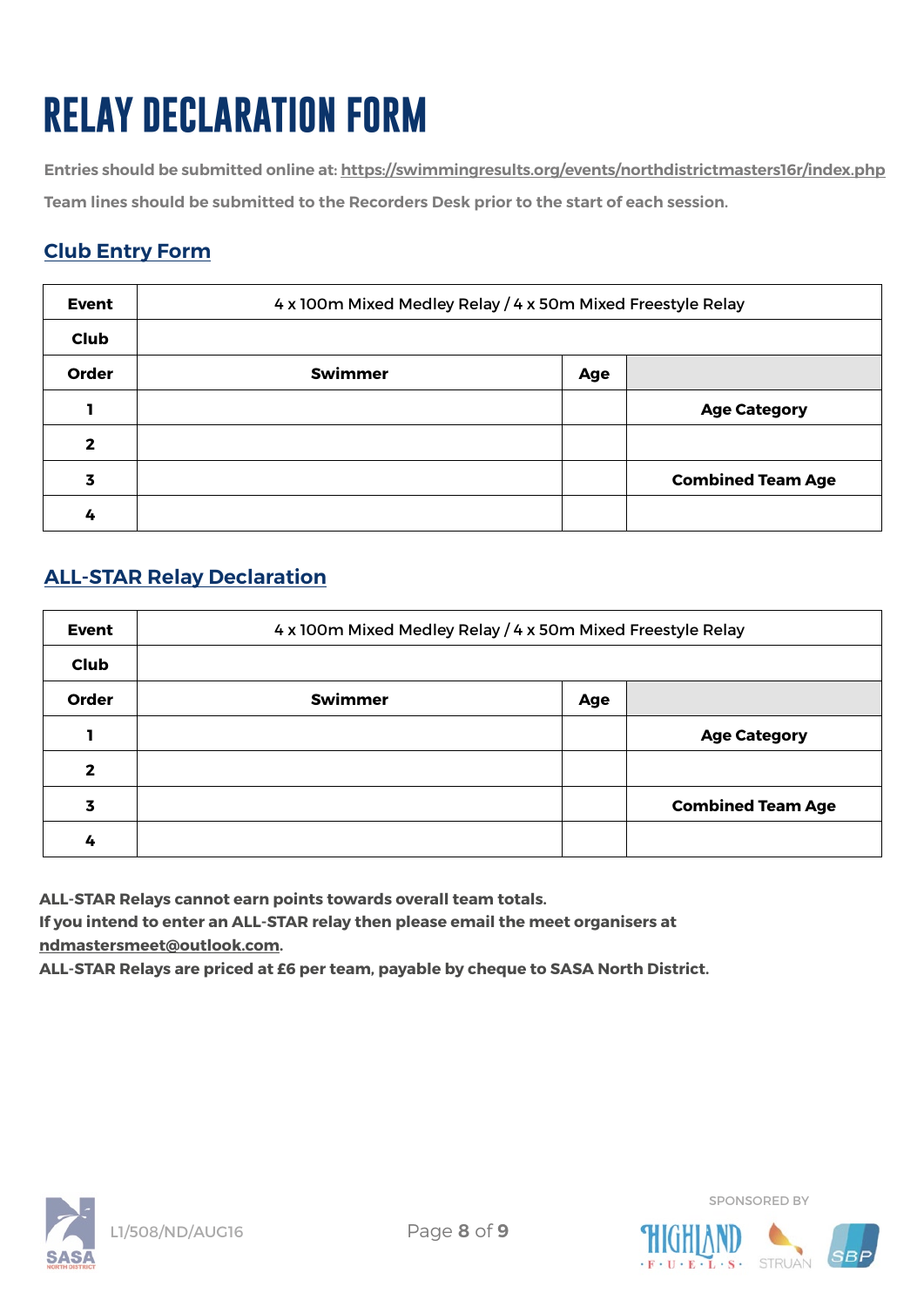# RELAY DECLARATION FORM

**Entries should be submitted online at: https://swimmingresults.org/events/northdistrictmasters16r/index.php**

**Team lines should be submitted to the Recorders Desk prior to the start of each session.**

## Club Entry Form

| | | | |
|---|---|---|---|
| **Event** | 4 x 100m Mixed Medley Relay / 4 x 50m Mixed Freestyle Relay | | |
| **Club** | | | |
| **Order** | **Swimmer** | **Age** | |
| **1** | | | **Age Category** |
| **2** | | | |
| **3** | | | **Combined Team Age** |
| **4** | | | |

## ALL-STAR Relay Declaration

| | | | |
|---|---|---|---|
| **Event** | 4 x 100m Mixed Medley Relay / 4 x 50m Mixed Freestyle Relay | | |
| **Club** | | | |
| **Order** | **Swimmer** | **Age** | |
| **1** | | | **Age Category** |
| **2** | | | |
| **3** | | | **Combined Team Age** |
| **4** | | | |

**ALL-STAR Relays cannot earn points towards overall team totals.**
**If you intend to enter an ALL-STAR relay then please email the meet organisers at ndmastersmeet@outlook.com.**
**ALL-STAR Relays are priced at £6 per team, payable by cheque to SASA North District.**

L1/508/ND/AUG16

SPONSORED BY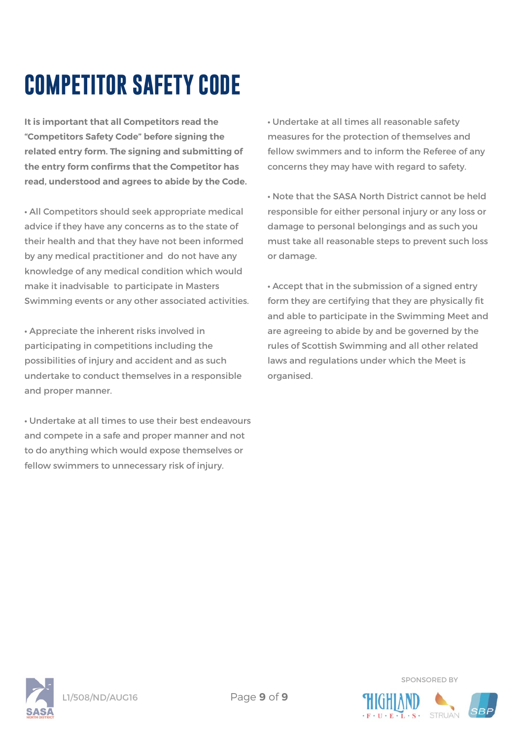# COMPETITOR SAFETY CODE

**It is important that all Competitors read the "Competitors Safety Code" before signing the related entry form. The signing and submitting of the entry form confirms that the Competitor has read, understood and agrees to abide by the Code.**

• All Competitors should seek appropriate medical advice if they have any concerns as to the state of their health and that they have not been informed by any medical practitioner and do not have any knowledge of any medical condition which would make it inadvisable to participate in Masters Swimming events or any other associated activities.

• Appreciate the inherent risks involved in participating in competitions including the possibilities of injury and accident and as such undertake to conduct themselves in a responsible and proper manner.

• Undertake at all times to use their best endeavours and compete in a safe and proper manner and not to do anything which would expose themselves or fellow swimmers to unnecessary risk of injury.

• Undertake at all times all reasonable safety measures for the protection of themselves and fellow swimmers and to inform the Referee of any concerns they may have with regard to safety.

• Note that the SASA North District cannot be held responsible for either personal injury or any loss or damage to personal belongings and as such you must take all reasonable steps to prevent such loss or damage.

• Accept that in the submission of a signed entry form they are certifying that they are physically fit and able to participate in the Swimming Meet and are agreeing to abide by and be governed by the rules of Scottish Swimming and all other related laws and regulations under which the Meet is organised.

L1/508/ND/AUG16

SPONSORED BY